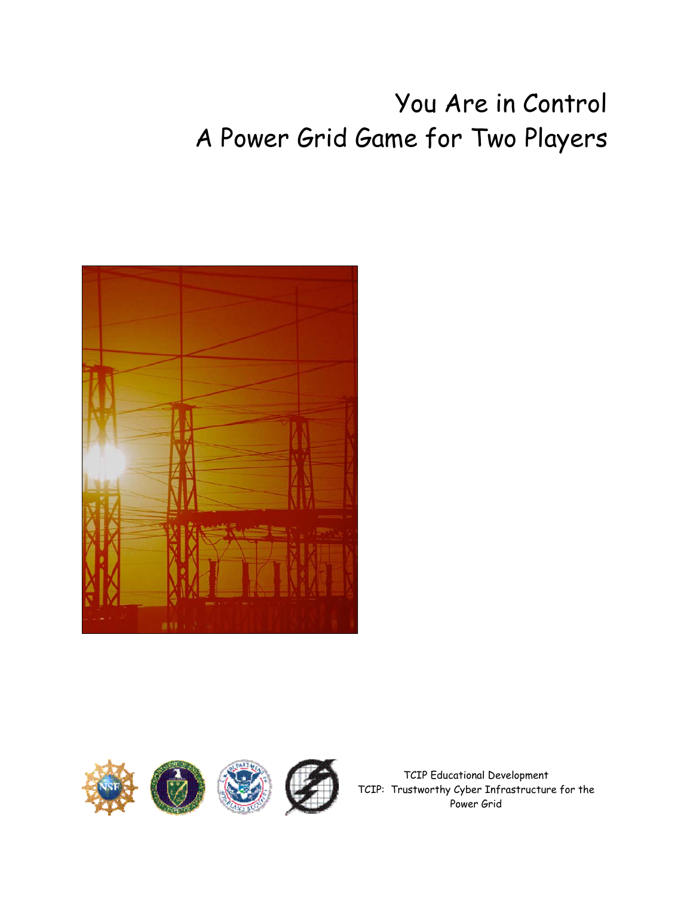# You Are in Control
# A Power Grid Game for Two Players

TCIP Educational Development
TCIP: Trustworthy Cyber Infrastructure for the Power Grid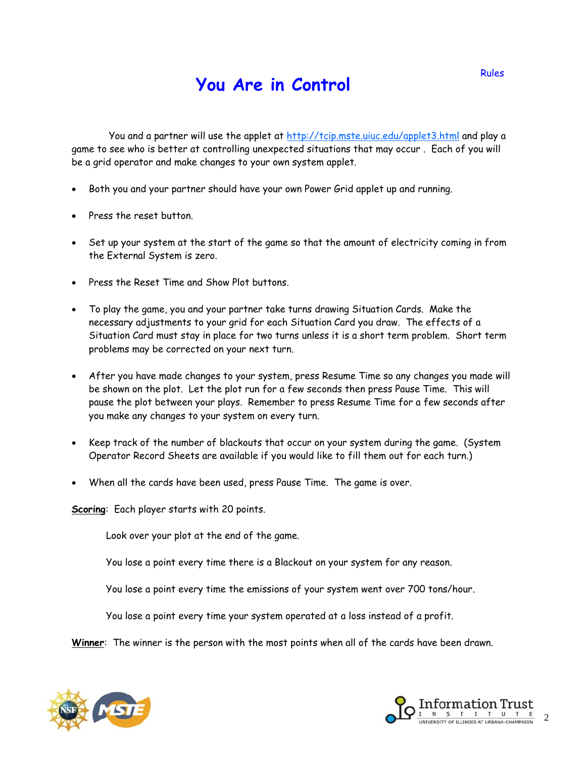Rules

# You Are in Control

You and a partner will use the applet at [http://tcip.mste.uiuc.edu/applet3.html](http://tcip.mste.uiuc.edu/applet3.html) and play a game to see who is better at controlling unexpected situations that may occur . Each of you will be a grid operator and make changes to your own system applet.

- Both you and your partner should have your own Power Grid applet up and running.
- Press the reset button.
- Set up your system at the start of the game so that the amount of electricity coming in from the External System is zero.
- Press the Reset Time and Show Plot buttons.
- To play the game, you and your partner take turns drawing Situation Cards. Make the necessary adjustments to your grid for each Situation Card you draw. The effects of a Situation Card must stay in place for two turns unless it is a short term problem. Short term problems may be corrected on your next turn.
- After you have made changes to your system, press Resume Time so any changes you made will be shown on the plot. Let the plot run for a few seconds then press Pause Time. This will pause the plot between your plays. Remember to press Resume Time for a few seconds after you make any changes to your system on every turn.
- Keep track of the number of blackouts that occur on your system during the game. (System Operator Record Sheets are available if you would like to fill them out for each turn.)
- When all the cards have been used, press Pause Time. The game is over.

**Scoring**: Each player starts with 20 points.

Look over your plot at the end of the game.

You lose a point every time there is a Blackout on your system for any reason.

You lose a point every time the emissions of your system went over 700 tons/hour.

You lose a point every time your system operated at a loss instead of a profit.

**Winner**: The winner is the person with the most points when all of the cards have been drawn.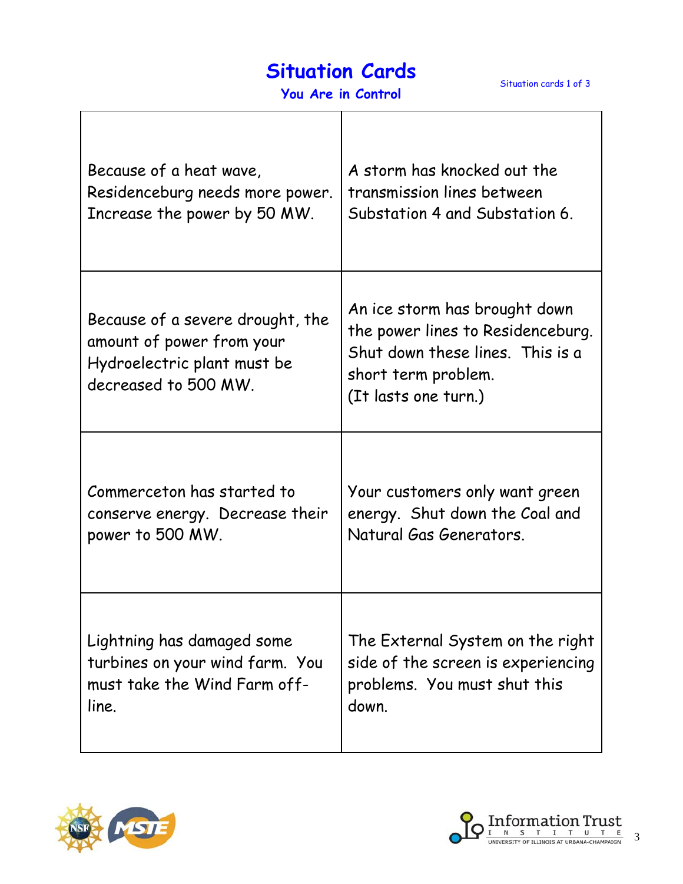# Situation Cards

## You Are in Control

Situation cards 1 of 3

| | |
|---|---|
| Because of a heat wave, Residenceburg needs more power. Increase the power by 50 MW. | A storm has knocked out the transmission lines between Substation 4 and Substation 6. |
| Because of a severe drought, the amount of power from your Hydroelectric plant must be decreased to 500 MW. | An ice storm has brought down the power lines to Residenceburg. Shut down these lines. This is a short term problem. (It lasts one turn.) |
| Commerceton has started to conserve energy. Decrease their power to 500 MW. | Your customers only want green energy. Shut down the Coal and Natural Gas Generators. |
| Lightning has damaged some turbines on your wind farm. You must take the Wind Farm off-line. | The External System on the right side of the screen is experiencing problems. You must shut this down. |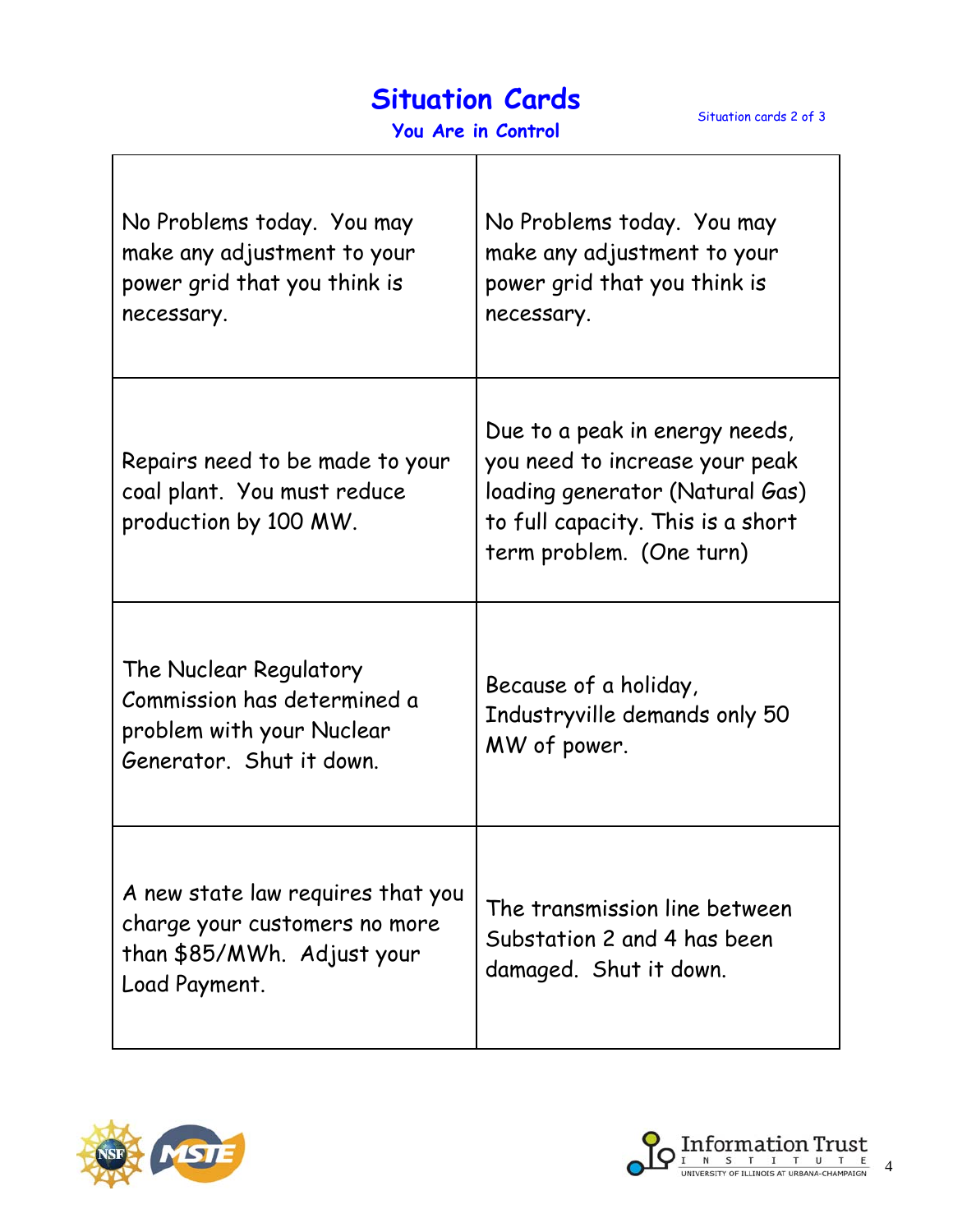# Situation Cards

## You Are in Control

| | |
|---|---|
| No Problems today. You may make any adjustment to your power grid that you think is necessary. | No Problems today. You may make any adjustment to your power grid that you think is necessary. |
| Repairs need to be made to your coal plant. You must reduce production by 100 MW. | Due to a peak in energy needs, you need to increase your peak loading generator (Natural Gas) to full capacity. This is a short term problem. (One turn) |
| The Nuclear Regulatory Commission has determined a problem with your Nuclear Generator. Shut it down. | Because of a holiday, Industryville demands only 50 MW of power. |
| A new state law requires that you charge your customers no more than $85/MWh. Adjust your Load Payment. | The transmission line between Substation 2 and 4 has been damaged. Shut it down. |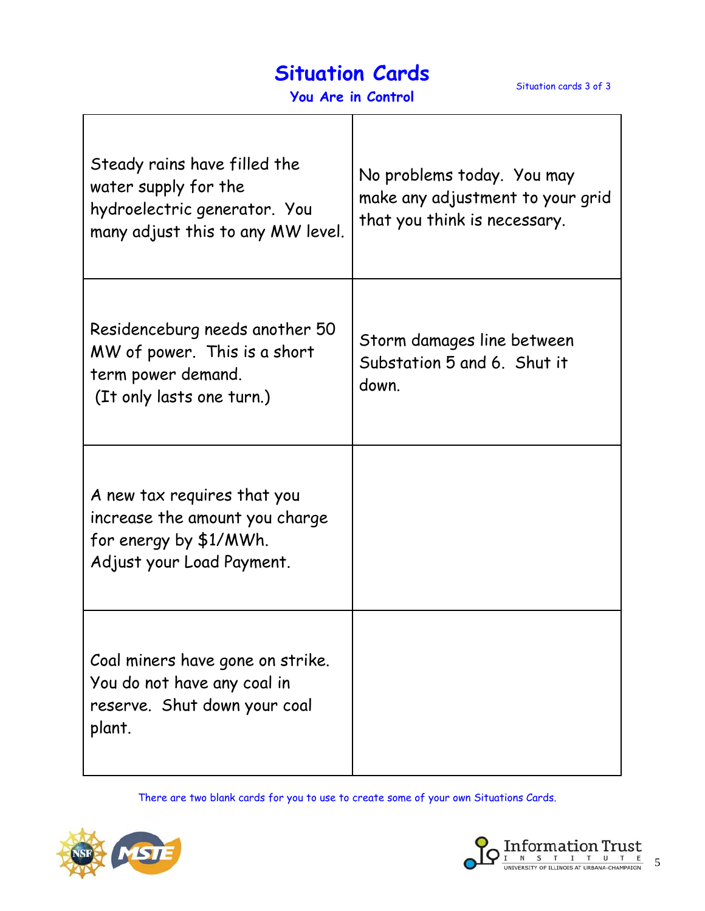# Situation Cards

## You Are in Control

Situation cards 3 of 3

| | |
|---|---|
| Steady rains have filled the water supply for the hydroelectric generator. You many adjust this to any MW level. | No problems today. You may make any adjustment to your grid that you think is necessary. |
| Residenceburg needs another 50 MW of power. This is a short term power demand. (It only lasts one turn.) | Storm damages line between Substation 5 and 6. Shut it down. |
| A new tax requires that you increase the amount you charge for energy by $1/MWh. Adjust your Load Payment. | |
| Coal miners have gone on strike. You do not have any coal in reserve. Shut down your coal plant. | |

There are two blank cards for you to use to create some of your own Situations Cards.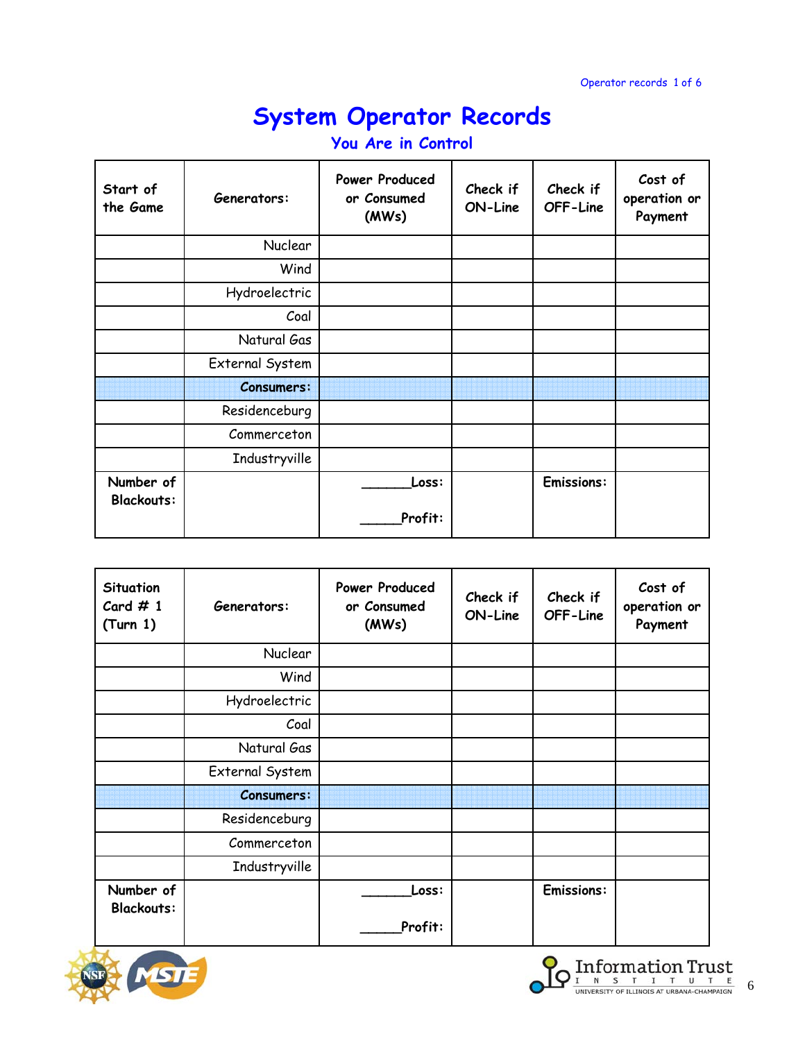# System Operator Records

## You Are in Control

| Start of the Game | Generators: | Power Produced or Consumed (MWs) | Check if ON-Line | Check if OFF-Line | Cost of operation or Payment |
|---|---|---|---|---|---|
| | Nuclear | | | | |
| | Wind | | | | |
| | Hydroelectric | | | | |
| | Coal | | | | |
| | Natural Gas | | | | |
| | External System | | | | |
| | **Consumers:** | | | | |
| | Residenceburg | | | | |
| | Commerceton | | | | |
| | Industryville | | | | |
| **Number of Blackouts:** | | ______Loss:<br><br>_____Profit: | | **Emissions:** | |

| Situation Card # 1 (Turn 1) | Generators: | Power Produced or Consumed (MWs) | Check if ON-Line | Check if OFF-Line | Cost of operation or Payment |
|---|---|---|---|---|---|
| | Nuclear | | | | |
| | Wind | | | | |
| | Hydroelectric | | | | |
| | Coal | | | | |
| | Natural Gas | | | | |
| | External System | | | | |
| | **Consumers:** | | | | |
| | Residenceburg | | | | |
| | Commerceton | | | | |
| | Industryville | | | | |
| **Number of Blackouts:** | | ______Loss:<br><br>_____Profit: | | **Emissions:** | |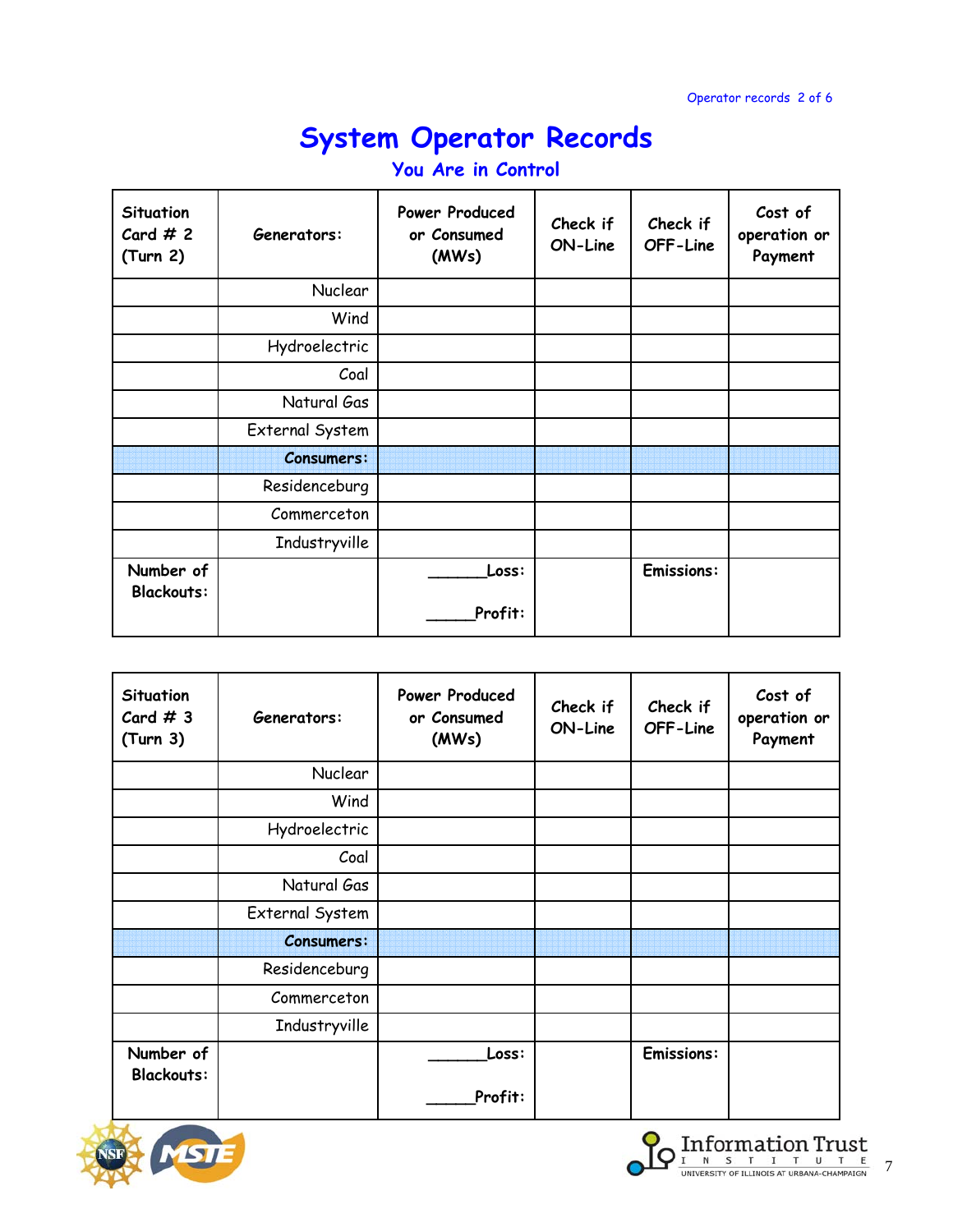# System Operator Records

## You Are in Control

| Situation Card # 2 (Turn 2) | Generators: | Power Produced or Consumed (MWs) | Check if ON-Line | Check if OFF-Line | Cost of operation or Payment |
|---|---|---|---|---|---|
| | Nuclear | | | | |
| | Wind | | | | |
| | Hydroelectric | | | | |
| | Coal | | | | |
| | Natural Gas | | | | |
| | External System | | | | |
| | **Consumers:** | | | | |
| | Residenceburg | | | | |
| | Commerceton | | | | |
| | Industryville | | | | |
| **Number of Blackouts:** | | ______Loss: <br> _____Profit: | | **Emissions:** | |

| Situation Card # 3 (Turn 3) | Generators: | Power Produced or Consumed (MWs) | Check if ON-Line | Check if OFF-Line | Cost of operation or Payment |
|---|---|---|---|---|---|
| | Nuclear | | | | |
| | Wind | | | | |
| | Hydroelectric | | | | |
| | Coal | | | | |
| | Natural Gas | | | | |
| | External System | | | | |
| | **Consumers:** | | | | |
| | Residenceburg | | | | |
| | Commerceton | | | | |
| | Industryville | | | | |
| **Number of Blackouts:** | | ______Loss: <br> _____Profit: | | **Emissions:** | |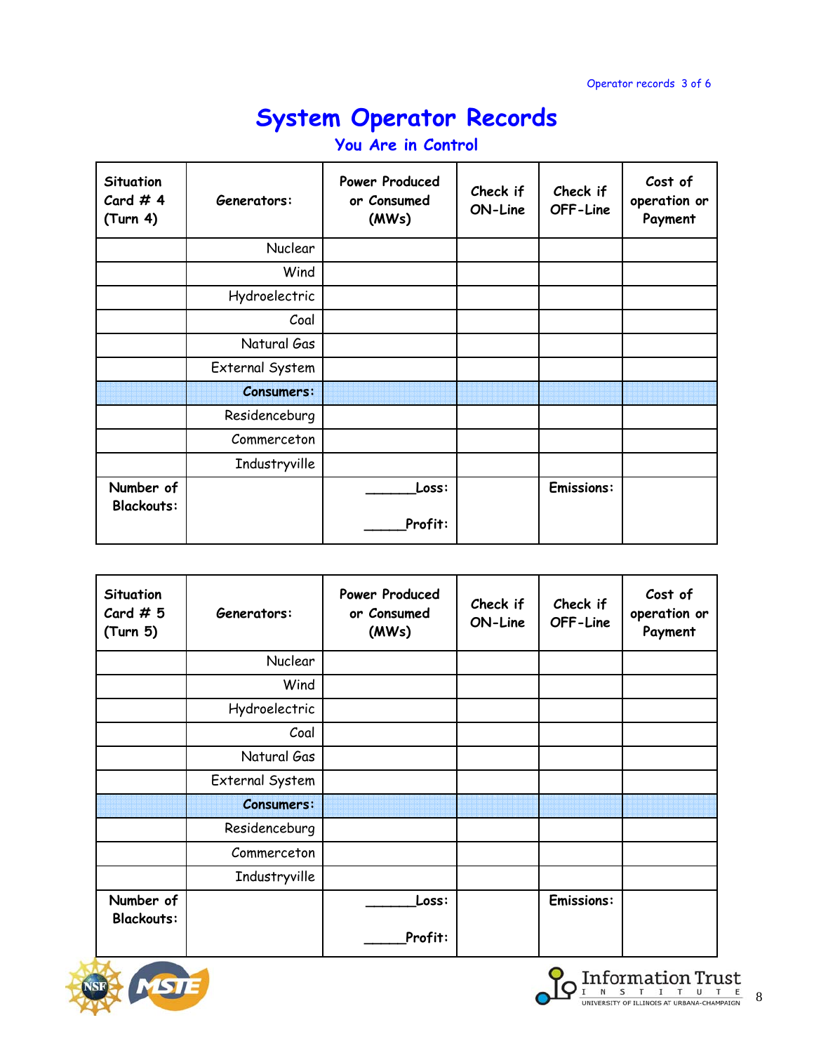# System Operator Records

## You Are in Control

| Situation Card # 4 (Turn 4) | Generators: | Power Produced or Consumed (MWs) | Check if ON-Line | Check if OFF-Line | Cost of operation or Payment |
|---|---|---|---|---|---|
| | Nuclear | | | | |
| | Wind | | | | |
| | Hydroelectric | | | | |
| | Coal | | | | |
| | Natural Gas | | | | |
| | External System | | | | |
| | **Consumers:** | | | | |
| | Residenceburg | | | | |
| | Commerceton | | | | |
| | Industryville | | | | |
| **Number of Blackouts:** | | ______**Loss:** <br> _____**Profit:** | | **Emissions:** | |

| Situation Card # 5 (Turn 5) | Generators: | Power Produced or Consumed (MWs) | Check if ON-Line | Check if OFF-Line | Cost of operation or Payment |
|---|---|---|---|---|---|
| | Nuclear | | | | |
| | Wind | | | | |
| | Hydroelectric | | | | |
| | Coal | | | | |
| | Natural Gas | | | | |
| | External System | | | | |
| | **Consumers:** | | | | |
| | Residenceburg | | | | |
| | Commerceton | | | | |
| | Industryville | | | | |
| **Number of Blackouts:** | | ______**Loss:** <br> _____**Profit:** | | **Emissions:** | |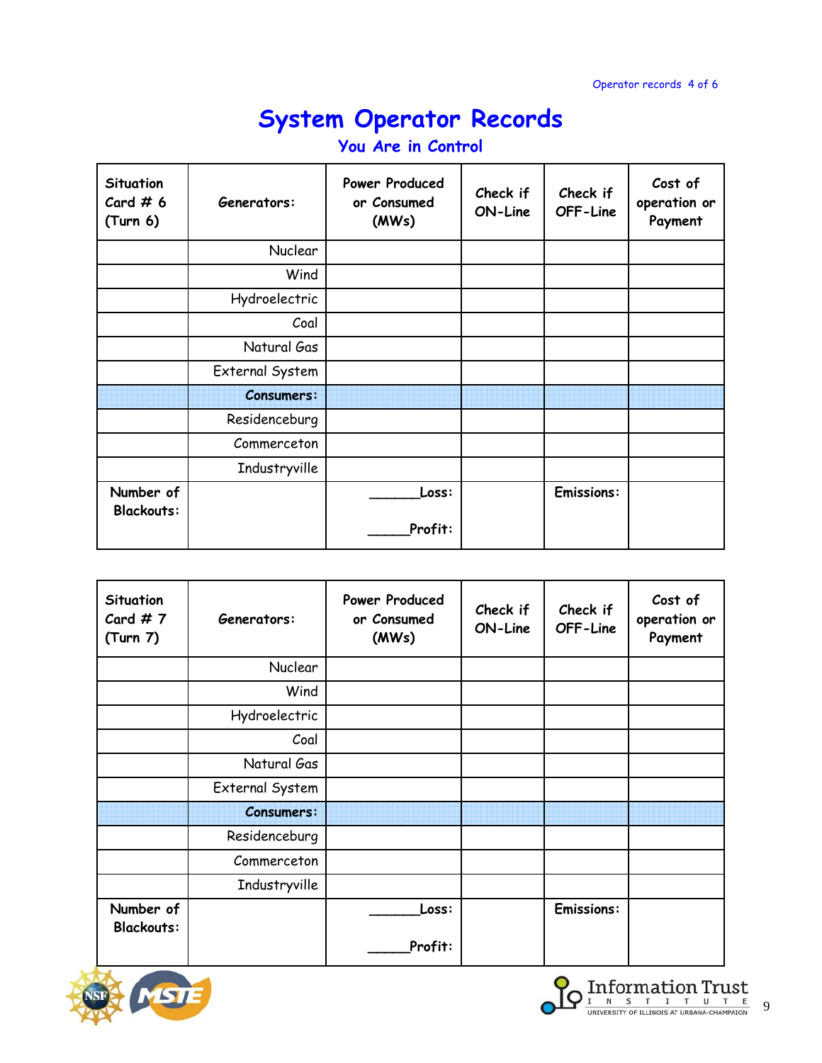# System Operator Records

## You Are in Control

| Situation Card # 6 (Turn 6) | Generators: | Power Produced or Consumed (MWs) | Check if ON-Line | Check if OFF-Line | Cost of operation or Payment |
|---|---|---|---|---|---|
| | Nuclear | | | | |
| | Wind | | | | |
| | Hydroelectric | | | | |
| | Coal | | | | |
| | Natural Gas | | | | |
| | External System | | | | |
| | **Consumers:** | | | | |
| | Residenceburg | | | | |
| | Commerceton | | | | |
| | Industryville | | | | |
| **Number of Blackouts:** | | ______Loss: _____Profit: | | **Emissions:** | |

| Situation Card # 7 (Turn 7) | Generators: | Power Produced or Consumed (MWs) | Check if ON-Line | Check if OFF-Line | Cost of operation or Payment |
|---|---|---|---|---|---|
| | Nuclear | | | | |
| | Wind | | | | |
| | Hydroelectric | | | | |
| | Coal | | | | |
| | Natural Gas | | | | |
| | External System | | | | |
| | **Consumers:** | | | | |
| | Residenceburg | | | | |
| | Commerceton | | | | |
| | Industryville | | | | |
| **Number of Blackouts:** | | ______Loss: _____Profit: | | **Emissions:** | |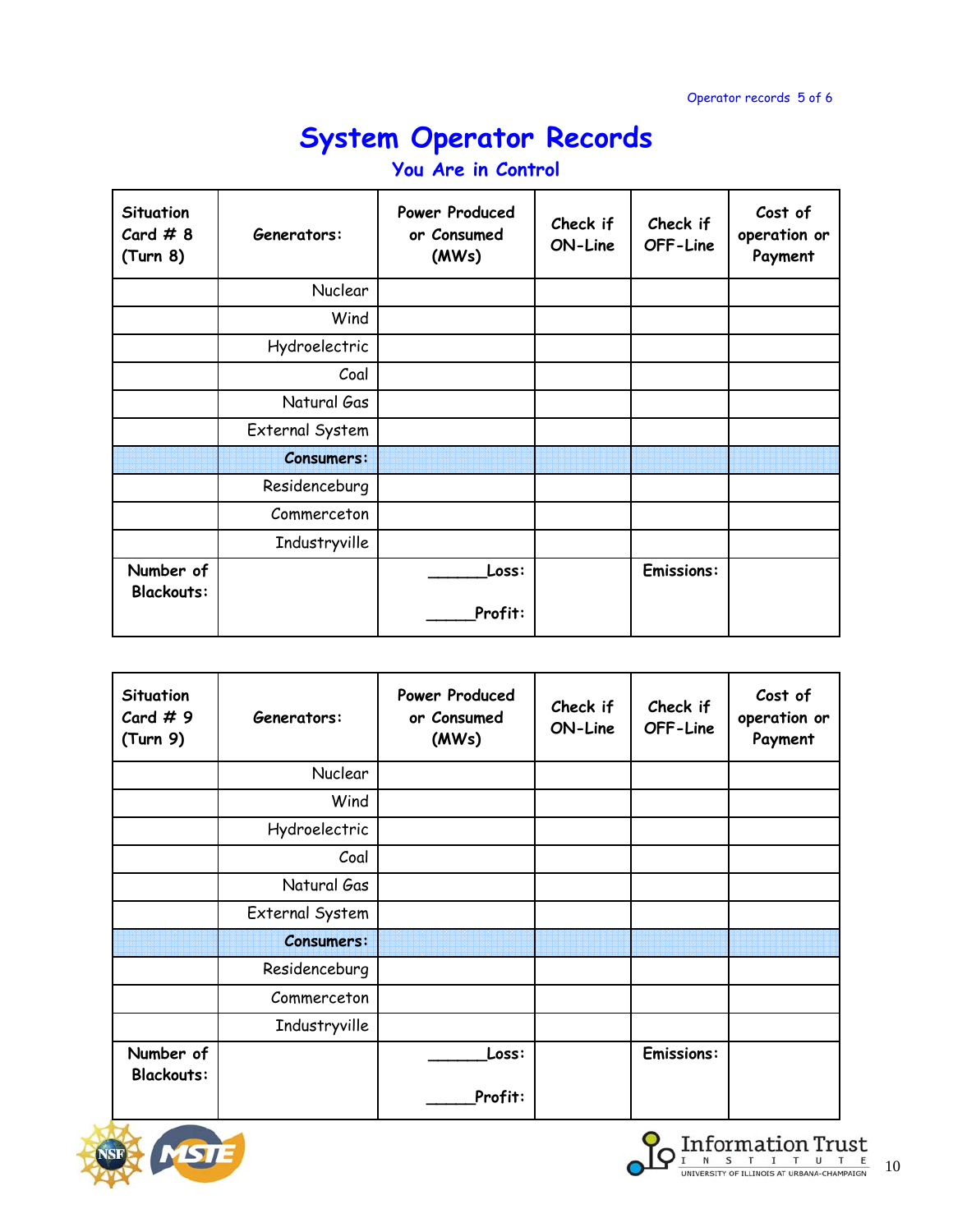# System Operator Records

## You Are in Control

| Situation Card # 8 (Turn 8) | Generators: | Power Produced or Consumed (MWs) | Check if ON-Line | Check if OFF-Line | Cost of operation or Payment |
|---|---|---|---|---|---|
| | Nuclear | | | | |
| | Wind | | | | |
| | Hydroelectric | | | | |
| | Coal | | | | |
| | Natural Gas | | | | |
| | External System | | | | |
| | **Consumers:** | | | | |
| | Residenceburg | | | | |
| | Commerceton | | | | |
| | Industryville | | | | |
| **Number of Blackouts:** | | ______Loss: ______Profit: | | **Emissions:** | |

| Situation Card # 9 (Turn 9) | Generators: | Power Produced or Consumed (MWs) | Check if ON-Line | Check if OFF-Line | Cost of operation or Payment |
|---|---|---|---|---|---|
| | Nuclear | | | | |
| | Wind | | | | |
| | Hydroelectric | | | | |
| | Coal | | | | |
| | Natural Gas | | | | |
| | External System | | | | |
| | **Consumers:** | | | | |
| | Residenceburg | | | | |
| | Commerceton | | | | |
| | Industryville | | | | |
| **Number of Blackouts:** | | ______Loss: ______Profit: | | **Emissions:** | |

Information Trust Institute
University of Illinois at Urbana-Champaign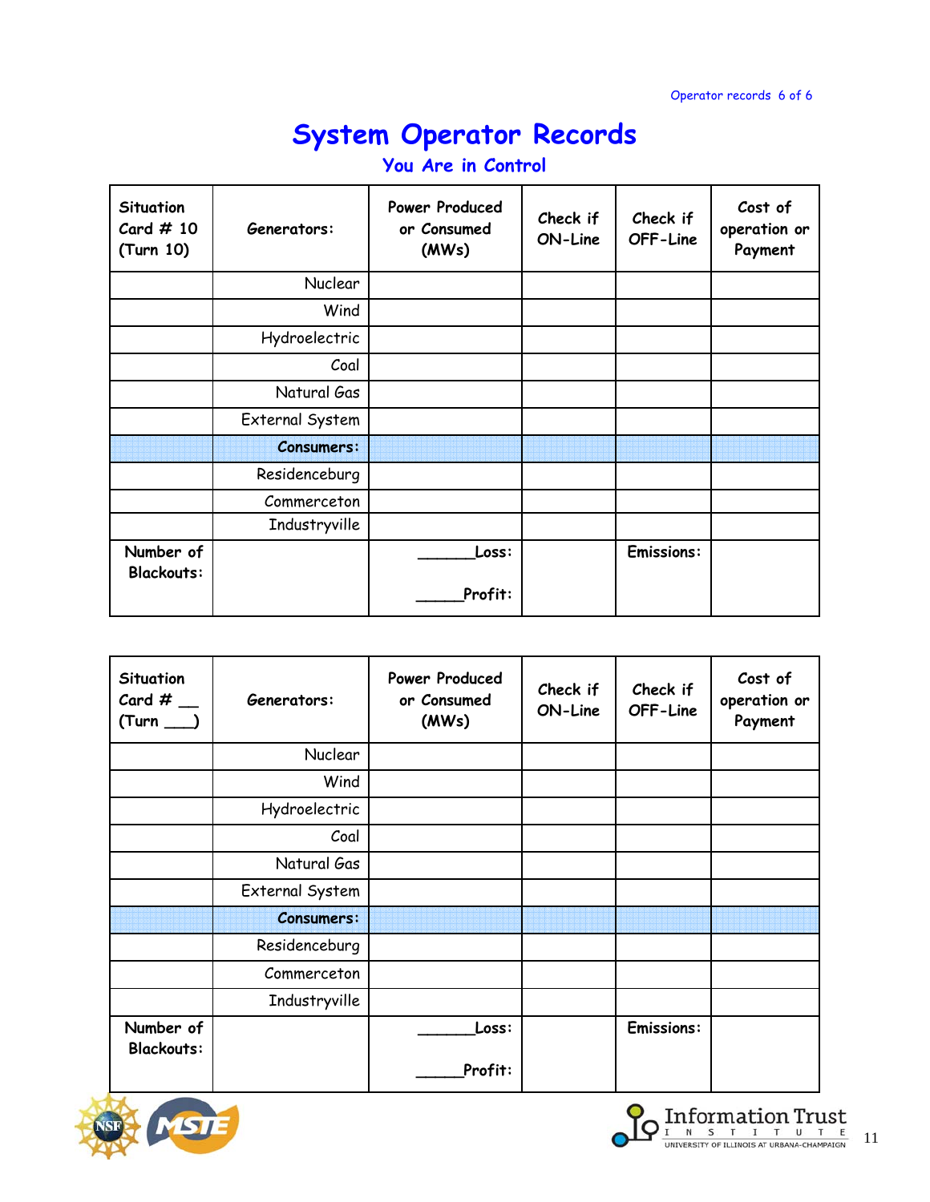# System Operator Records

## You Are in Control

| Situation Card # 10 (Turn 10) | Generators: | Power Produced or Consumed (MWs) | Check if ON-Line | Check if OFF-Line | Cost of operation or Payment |
|---|---|---|---|---|---|
| | Nuclear | | | | |
| | Wind | | | | |
| | Hydroelectric | | | | |
| | Coal | | | | |
| | Natural Gas | | | | |
| | External System | | | | |
| | **Consumers:** | | | | |
| | Residenceburg | | | | |
| | Commerceton | | | | |
| | Industryville | | | | |
| **Number of Blackouts:** | | ______Loss: <br> _____Profit: | | **Emissions:** | |

| Situation Card # __ (Turn ___) | Generators: | Power Produced or Consumed (MWs) | Check if ON-Line | Check if OFF-Line | Cost of operation or Payment |
|---|---|---|---|---|---|
| | Nuclear | | | | |
| | Wind | | | | |
| | Hydroelectric | | | | |
| | Coal | | | | |
| | Natural Gas | | | | |
| | External System | | | | |
| | **Consumers:** | | | | |
| | Residenceburg | | | | |
| | Commerceton | | | | |
| | Industryville | | | | |
| **Number of Blackouts:** | | ______Loss: <br> _____Profit: | | **Emissions:** | |

Information Trust Institute
UNIVERSITY OF ILLINOIS AT URBANA-CHAMPAIGN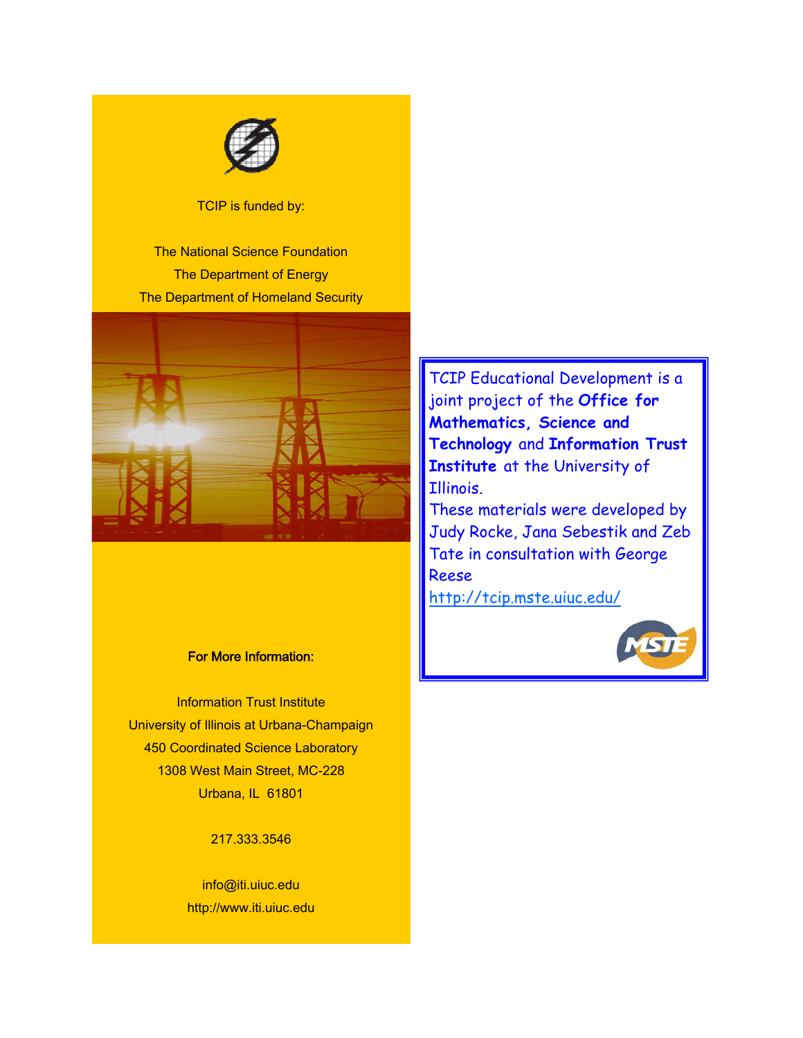TCIP is funded by:

The National Science Foundation
The Department of Energy
The Department of Homeland Security

**For More Information:**

Information Trust Institute
University of Illinois at Urbana-Champaign
450 Coordinated Science Laboratory
1308 West Main Street, MC-228
Urbana, IL 61801

217.333.3546

info@iti.uiuc.edu
http://www.iti.uiuc.edu

TCIP Educational Development is a joint project of the **Office for Mathematics, Science and Technology** and **Information Trust Institute** at the University of Illinois.
These materials were developed by Judy Rocke, Jana Sebestik and Zeb Tate in consultation with George Reese
http://tcip.mste.uiuc.edu/